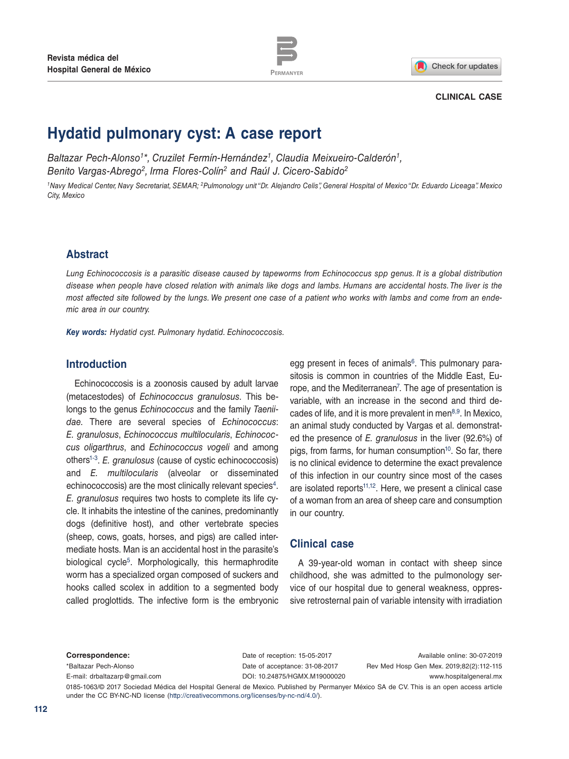CLINICAL CASE

# Hydatid pulmonary cyst: A case report

*Baltazar Pech-Alonso[1]*, Cruzilet Fermín-Hernández[1], Claudia Meixueiro-Calderón[1], Benito Vargas-Abrego[2], Irma Flores-Colín[2] and Raúl J. Cicero-Sabido[2]*

*[1]Navy Medical Center, Navy Secretariat, SEMAR; [2]Pulmonology unit "Dr. Alejandro Celis", General Hospital of Mexico "Dr. Eduardo Liceaga". Mexico City, Mexico*

## Abstract

*Lung Echinococcosis is a parasitic disease caused by tapeworms from Echinococcus spp genus. It is a global distribution disease when people have closed relation with animals like dogs and lambs. Humans are accidental hosts. The liver is the most affected site followed by the lungs. We present one case of a patient who works with lambs and come from an endemic area in our country.*

***Key words:*** *Hydatid cyst. Pulmonary hydatid. Echinococcosis.*

## Introduction

Echinococcosis is a zoonosis caused by adult larvae (metacestodes) of *Echinococcus granulosus*. This belongs to the genus *Echinococcus* and the family *Taeniidae*. There are several species of *Echinococcus*: *E. granulosus*, *Echinococcus multilocularis*, *Echinococcus oligarthrus*, and *Echinococcus vogeli* and among others[1-3]. *E. granulosus* (cause of cystic echinococcosis) and *E. multilocularis* (alveolar or disseminated echinococcosis) are the most clinically relevant species[4]. *E. granulosus* requires two hosts to complete its life cycle. It inhabits the intestine of the canines, predominantly dogs (definitive host), and other vertebrate species (sheep, cows, goats, horses, and pigs) are called intermediate hosts. Man is an accidental host in the parasite's biological cycle[5]. Morphologically, this hermaphrodite worm has a specialized organ composed of suckers and hooks called scolex in addition to a segmented body called proglottids. The infective form is the embryonic egg present in feces of animals[6]. This pulmonary parasitosis is common in countries of the Middle East, Europe, and the Mediterranean[7]. The age of presentation is variable, with an increase in the second and third decades of life, and it is more prevalent in men[8,9]. In Mexico, an animal study conducted by Vargas et al. demonstrated the presence of *E. granulosus* in the liver (92.6%) of pigs, from farms, for human consumption[10]. So far, there is no clinical evidence to determine the exact prevalence of this infection in our country since most of the cases are isolated reports[11,12]. Here, we present a clinical case of a woman from an area of sheep care and consumption in our country.

## Clinical case

A 39-year-old woman in contact with sheep since childhood, she was admitted to the pulmonology service of our hospital due to general weakness, oppressive retrosternal pain of variable intensity with irradiation

**Correspondence:**
*Baltazar Pech-Alonso
E-mail: drbaltazarp@gmail.com

Date of reception: 15-05-2017
Date of acceptance: 31-08-2017
DOI: 10.24875/HGMX.M19000020

Available online: 30-07-2019
Rev Med Hosp Gen Mex. 2019;82(2):112-115
www.hospitalgeneral.mx

0185-1063/© 2017 Sociedad Médica del Hospital General de Mexico. Published by Permanyer México SA de CV. This is an open access article under the CC BY-NC-ND license (http://creativecommons.org/licenses/by-nc-nd/4.0/).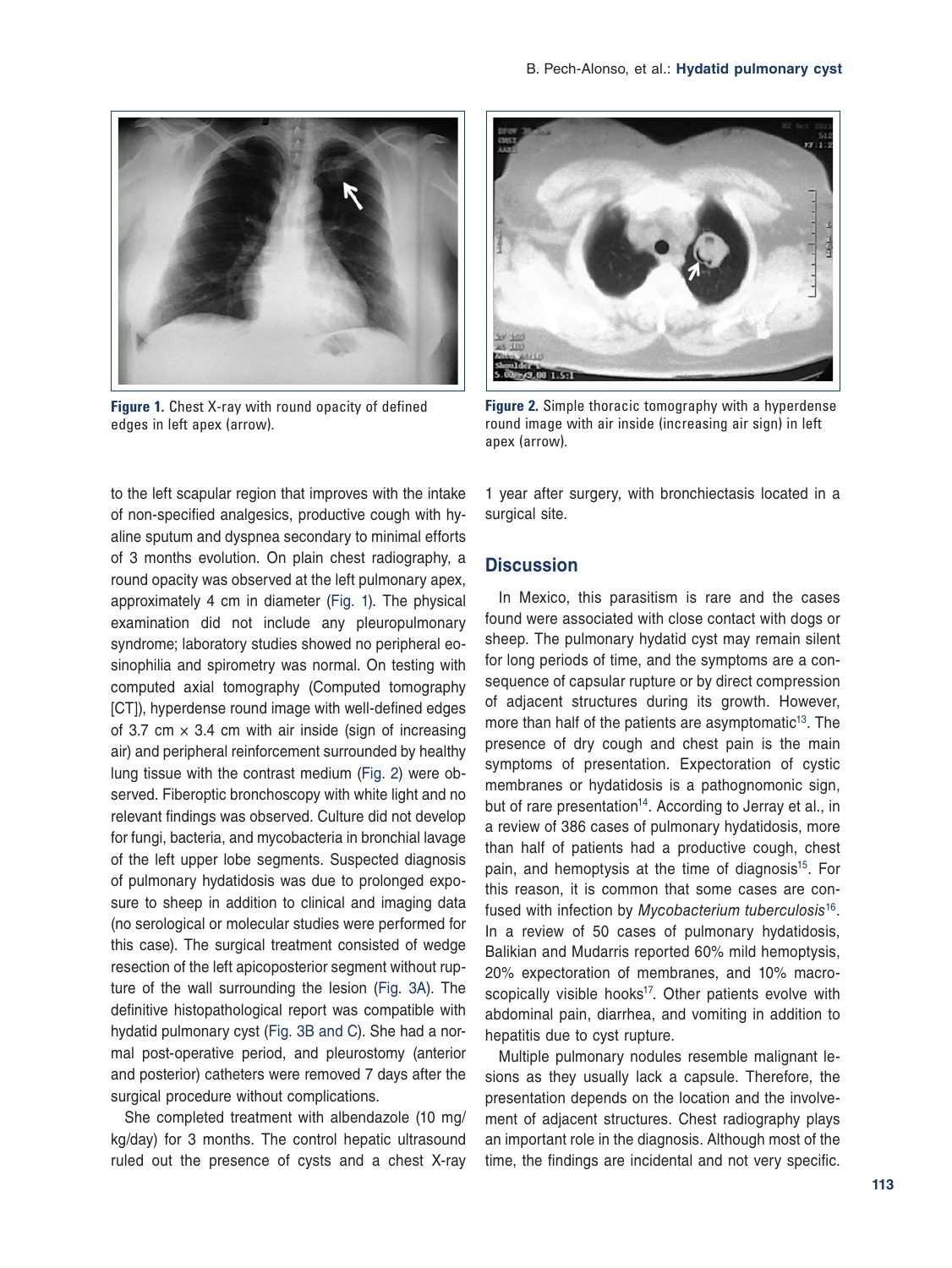Figure 1. Chest X-ray with round opacity of defined edges in left apex (arrow).

Figure 2. Simple thoracic tomography with a hyperdense round image with air inside (increasing air sign) in left apex (arrow).

to the left scapular region that improves with the intake of non-specified analgesics, productive cough with hyaline sputum and dyspnea secondary to minimal efforts of 3 months evolution. On plain chest radiography, a round opacity was observed at the left pulmonary apex, approximately 4 cm in diameter (Fig. 1). The physical examination did not include any pleuropulmonary syndrome; laboratory studies showed no peripheral eosinophilia and spirometry was normal. On testing with computed axial tomography (Computed tomography [CT]), hyperdense round image with well-defined edges of 3.7 cm × 3.4 cm with air inside (sign of increasing air) and peripheral reinforcement surrounded by healthy lung tissue with the contrast medium (Fig. 2) were observed. Fiberoptic bronchoscopy with white light and no relevant findings was observed. Culture did not develop for fungi, bacteria, and mycobacteria in bronchial lavage of the left upper lobe segments. Suspected diagnosis of pulmonary hydatidosis was due to prolonged exposure to sheep in addition to clinical and imaging data (no serological or molecular studies were performed for this case). The surgical treatment consisted of wedge resection of the left apicoposterior segment without rupture of the wall surrounding the lesion (Fig. 3A). The definitive histopathological report was compatible with hydatid pulmonary cyst (Fig. 3B and C). She had a normal post-operative period, and pleurostomy (anterior and posterior) catheters were removed 7 days after the surgical procedure without complications.

She completed treatment with albendazole (10 mg/kg/day) for 3 months. The control hepatic ultrasound ruled out the presence of cysts and a chest X-ray 1 year after surgery, with bronchiectasis located in a surgical site.

## Discussion

In Mexico, this parasitism is rare and the cases found were associated with close contact with dogs or sheep. The pulmonary hydatid cyst may remain silent for long periods of time, and the symptoms are a consequence of capsular rupture or by direct compression of adjacent structures during its growth. However, more than half of the patients are asymptomatic[13]. The presence of dry cough and chest pain is the main symptoms of presentation. Expectoration of cystic membranes or hydatidosis is a pathognomonic sign, but of rare presentation[14]. According to Jerray et al., in a review of 386 cases of pulmonary hydatidosis, more than half of patients had a productive cough, chest pain, and hemoptysis at the time of diagnosis[15]. For this reason, it is common that some cases are confused with infection by *Mycobacterium tuberculosis*[16]. In a review of 50 cases of pulmonary hydatidosis, Balikian and Mudarris reported 60% mild hemoptysis, 20% expectoration of membranes, and 10% macroscopically visible hooks[17]. Other patients evolve with abdominal pain, diarrhea, and vomiting in addition to hepatitis due to cyst rupture.

Multiple pulmonary nodules resemble malignant lesions as they usually lack a capsule. Therefore, the presentation depends on the location and the involvement of adjacent structures. Chest radiography plays an important role in the diagnosis. Although most of the time, the findings are incidental and not very specific.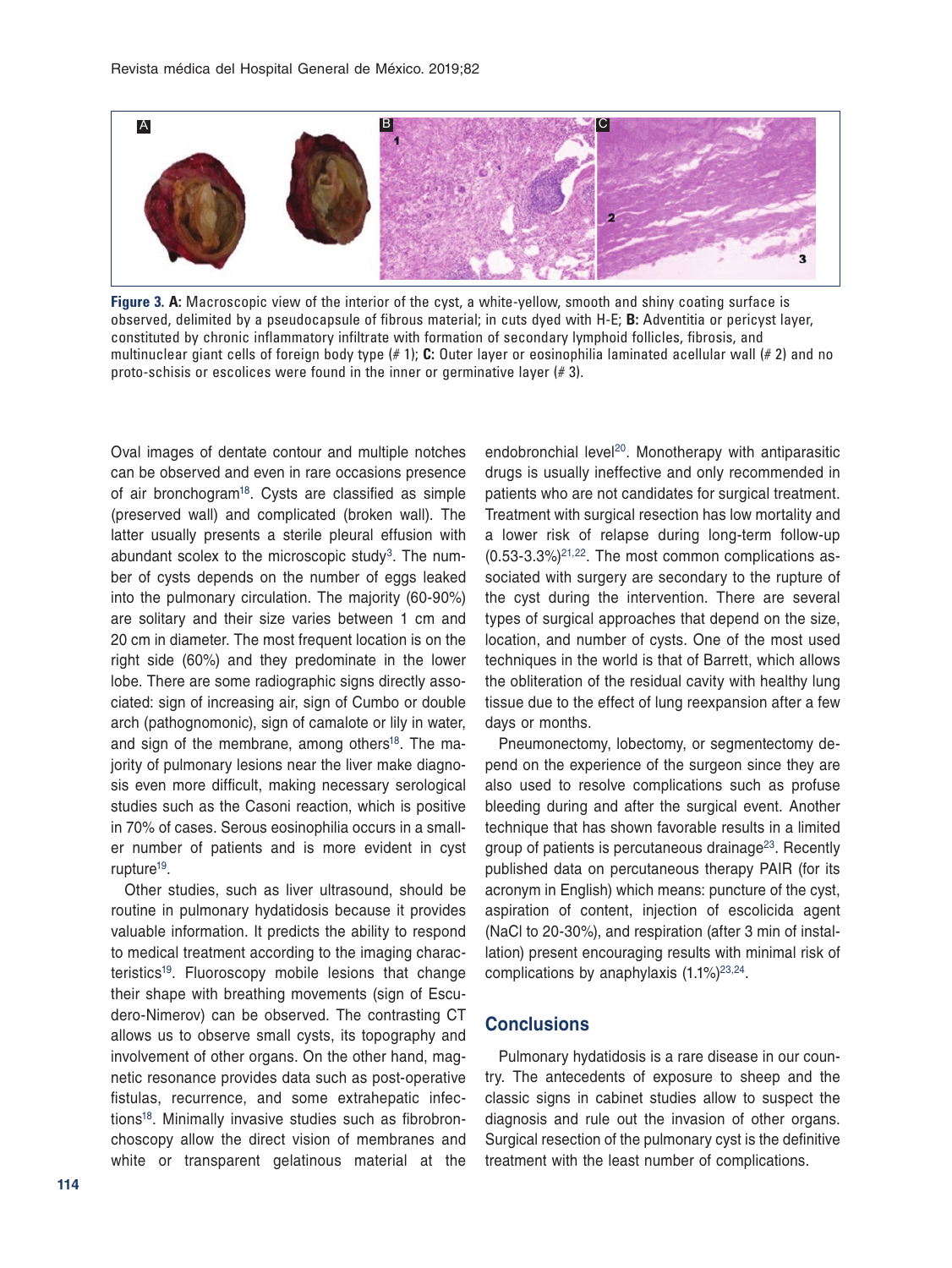Figure 3. **A:** Macroscopic view of the interior of the cyst, a white-yellow, smooth and shiny coating surface is observed, delimited by a pseudocapsule of fibrous material; in cuts dyed with H-E; **B:** Adventitia or pericyst layer, constituted by chronic inflammatory infiltrate with formation of secondary lymphoid follicles, fibrosis, and multinuclear giant cells of foreign body type (# 1); **C:** Outer layer or eosinophilia laminated acellular wall (# 2) and no proto-schisis or escolices were found in the inner or germinative layer (# 3).

Oval images of dentate contour and multiple notches can be observed and even in rare occasions presence of air bronchogram[18]. Cysts are classified as simple (preserved wall) and complicated (broken wall). The latter usually presents a sterile pleural effusion with abundant scolex to the microscopic study[3]. The number of cysts depends on the number of eggs leaked into the pulmonary circulation. The majority (60-90%) are solitary and their size varies between 1 cm and 20 cm in diameter. The most frequent location is on the right side (60%) and they predominate in the lower lobe. There are some radiographic signs directly associated: sign of increasing air, sign of Cumbo or double arch (pathognomonic), sign of camalote or lily in water, and sign of the membrane, among others[18]. The majority of pulmonary lesions near the liver make diagnosis even more difficult, making necessary serological studies such as the Casoni reaction, which is positive in 70% of cases. Serous eosinophilia occurs in a smaller number of patients and is more evident in cyst rupture[19].

Other studies, such as liver ultrasound, should be routine in pulmonary hydatidosis because it provides valuable information. It predicts the ability to respond to medical treatment according to the imaging characteristics[19]. Fluoroscopy mobile lesions that change their shape with breathing movements (sign of Escudero-Nimerov) can be observed. The contrasting CT allows us to observe small cysts, its topography and involvement of other organs. On the other hand, magnetic resonance provides data such as post-operative fistulas, recurrence, and some extrahepatic infections[18]. Minimally invasive studies such as fibrobronchoscopy allow the direct vision of membranes and white or transparent gelatinous material at the endobronchial level[20]. Monotherapy with antiparasitic drugs is usually ineffective and only recommended in patients who are not candidates for surgical treatment. Treatment with surgical resection has low mortality and a lower risk of relapse during long-term follow-up (0.53-3.3%)[21,22]. The most common complications associated with surgery are secondary to the rupture of the cyst during the intervention. There are several types of surgical approaches that depend on the size, location, and number of cysts. One of the most used techniques in the world is that of Barrett, which allows the obliteration of the residual cavity with healthy lung tissue due to the effect of lung reexpansion after a few days or months.

Pneumonectomy, lobectomy, or segmentectomy depend on the experience of the surgeon since they are also used to resolve complications such as profuse bleeding during and after the surgical event. Another technique that has shown favorable results in a limited group of patients is percutaneous drainage[23]. Recently published data on percutaneous therapy PAIR (for its acronym in English) which means: puncture of the cyst, aspiration of content, injection of escolicida agent (NaCl to 20-30%), and respiration (after 3 min of installation) present encouraging results with minimal risk of complications by anaphylaxis (1.1%)[23,24].

## Conclusions

Pulmonary hydatidosis is a rare disease in our country. The antecedents of exposure to sheep and the classic signs in cabinet studies allow to suspect the diagnosis and rule out the invasion of other organs. Surgical resection of the pulmonary cyst is the definitive treatment with the least number of complications.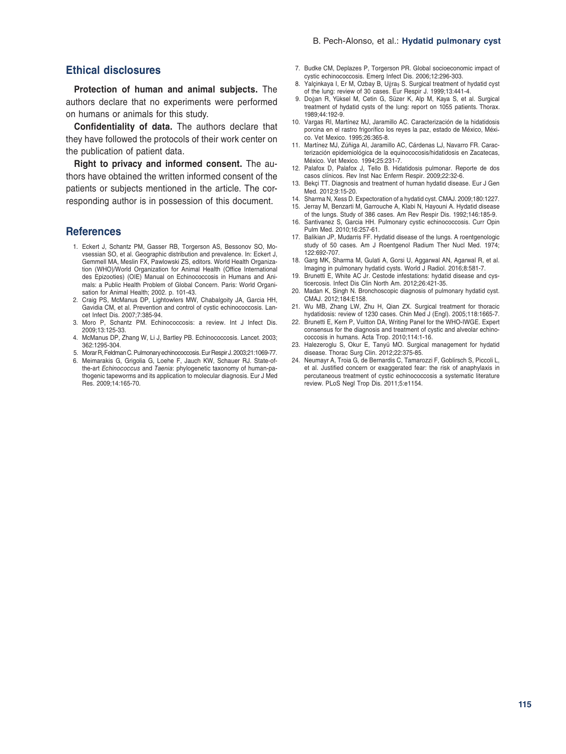## Ethical disclosures

**Protection of human and animal subjects.** The authors declare that no experiments were performed on humans or animals for this study.

**Confidentiality of data.** The authors declare that they have followed the protocols of their work center on the publication of patient data.

**Right to privacy and informed consent.** The authors have obtained the written informed consent of the patients or subjects mentioned in the article. The corresponding author is in possession of this document.

## References

1. Eckert J, Schantz PM, Gasser RB, Torgerson AS, Bessonov SO, Movessian SO, et al. Geographic distribution and prevalence. In: Eckert J, Gemmell MA, Meslin FX, Pawlowski ZS, editors. World Health Organization (WHO)/World Organization for Animal Health (Office International des Epizooties) (OIE) Manual on Echinococcosis in Humans and Animals: a Public Health Problem of Global Concern. Paris: World Organisation for Animal Health; 2002. p. 101-43.
2. Craig PS, McManus DP, Lightowlers MW, Chabalgoity JA, Garcia HH, Gavidia CM, et al. Prevention and control of cystic echinococcosis. Lancet Infect Dis. 2007;7:385-94.
3. Moro P, Schantz PM. Echinococcosis: a review. Int J Infect Dis. 2009;13:125-33.
4. McManus DP, Zhang W, Li J, Bartley PB. Echinococcosis. Lancet. 2003; 362:1295-304.
5. Morar R, Feldman C. Pulmonary echinococcosis. Eur Respir J. 2003;21:1069-77.
6. Meimarakis G, Grigolia G, Loehe F, Jauch KW, Schauer RJ. State-of-the-art *Echinococcus* and *Taenia*: phylogenetic taxonomy of human-pathogenic tapeworms and its application to molecular diagnosis. Eur J Med Res. 2009;14:165-70.
7. Budke CM, Deplazes P, Torgerson PR. Global socioeconomic impact of cystic echinococcosis. Emerg Infect Dis. 2006;12:296-303.
8. Yalçinkaya I, Er M, Ozbay B, Uğraş S. Surgical treatment of hydatid cyst of the lung: review of 30 cases. Eur Respir J. 1999;13:441-4.
9. Doğan R, Yüksel M, Cetin G, Süzer K, Alp M, Kaya S, et al. Surgical treatment of hydatid cysts of the lung: report on 1055 patients. Thorax. 1989;44:192-9.
10. Vargas RI, Martínez MJ, Jaramillo AC. Caracterización de la hidatidosis porcina en el rastro frigorífico los reyes la paz, estado de México, México. Vet Mexico. 1995;26:365-8.
11. Martínez MJ, Zúñiga AI, Jaramillo AC, Cárdenas LJ, Navarro FR. Caracterización epidemiológica de la equinococosis/hidatidosis en Zacatecas, México. Vet Mexico. 1994;25:231-7.
12. Palafox D, Palafox J, Tello B. Hidatidosis pulmonar. Reporte de dos casos clínicos. Rev Inst Nac Enferm Respir. 2009;22:32-6.
13. Bekçi TT. Diagnosis and treatment of human hydatid disease. Eur J Gen Med. 2012;9:15-20.
14. Sharma N, Xess D. Expectoration of a hydatid cyst. CMAJ. 2009;180:1227.
15. Jerray M, Benzarti M, Garrouche A, Klabi N, Hayouni A. Hydatid disease of the lungs. Study of 386 cases. Am Rev Respir Dis. 1992;146:185-9.
16. Santivanez S, Garcia HH. Pulmonary cystic echinococcosis. Curr Opin Pulm Med. 2010;16:257-61.
17. Balikian JP, Mudarris FF. Hydatid disease of the lungs. A roentgenologic study of 50 cases. Am J Roentgenol Radium Ther Nucl Med. 1974; 122:692-707.
18. Garg MK, Sharma M, Gulati A, Gorsi U, Aggarwal AN, Agarwal R, et al. Imaging in pulmonary hydatid cysts. World J Radiol. 2016;8:581-7.
19. Brunetti E, White AC Jr. Cestode infestations: hydatid disease and cysticercosis. Infect Dis Clin North Am. 2012;26:421-35.
20. Madan K, Singh N. Bronchoscopic diagnosis of pulmonary hydatid cyst. CMAJ. 2012;184:E158.
21. Wu MB, Zhang LW, Zhu H, Qian ZX. Surgical treatment for thoracic hydatidosis: review of 1230 cases. Chin Med J (Engl). 2005;118:1665-7.
22. Brunetti E, Kern P, Vuitton DA, Writing Panel for the WHO-IWGE. Expert consensus for the diagnosis and treatment of cystic and alveolar echinococcosis in humans. Acta Trop. 2010;114:1-16.
23. Halezeroglu S, Okur E, Tanyü MO. Surgical management for hydatid disease. Thorac Surg Clin. 2012;22:375-85.
24. Neumayr A, Troia G, de Bernardis C, Tamarozzi F, Goblirsch S, Piccoli L, et al. Justified concern or exaggerated fear: the risk of anaphylaxis in percutaneous treatment of cystic echinococcosis a systematic literature review. PLoS Negl Trop Dis. 2011;5:e1154.